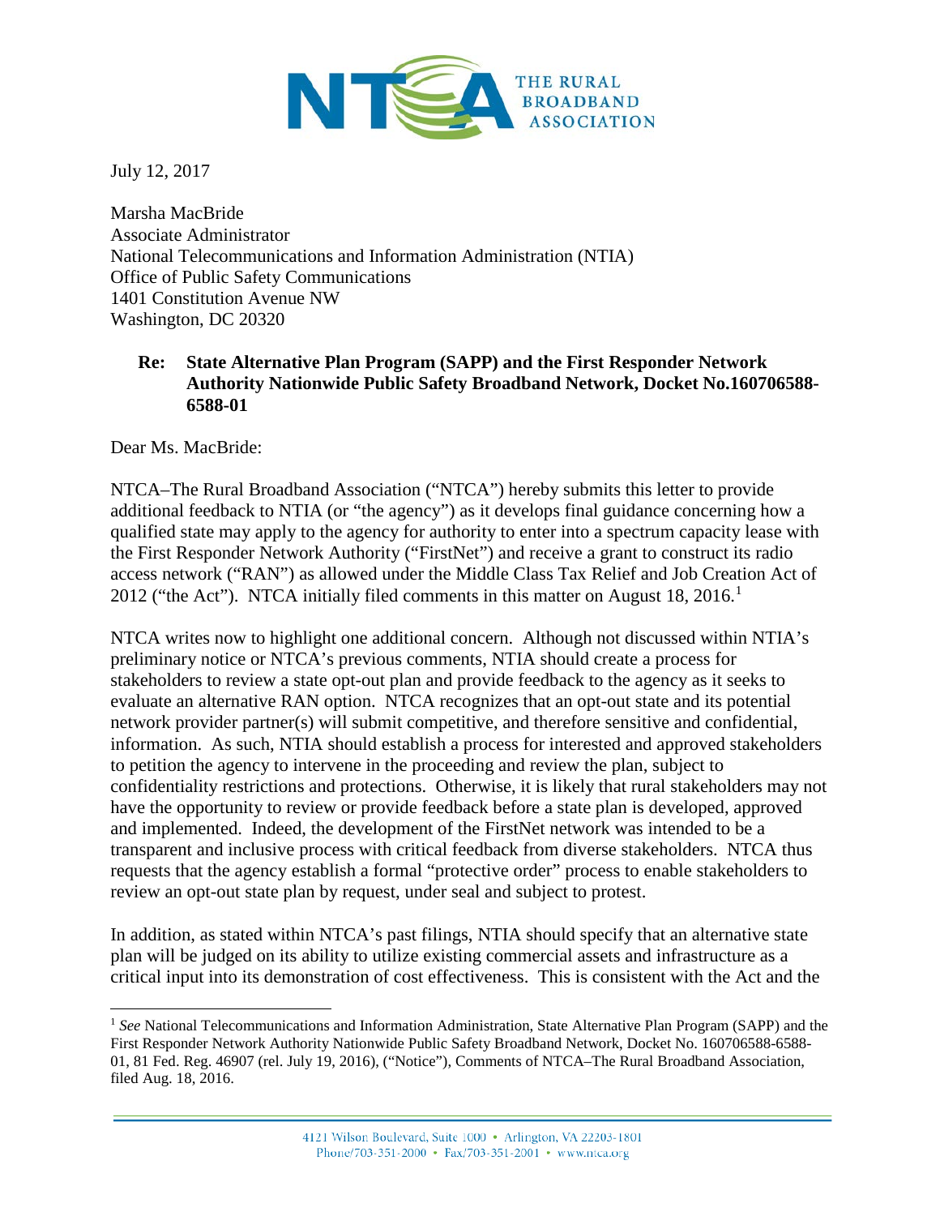NTCA THE RURAL BROADBAND ASSOCIATION

July 12, 2017

Marsha MacBride
Associate Administrator
National Telecommunications and Information Administration (NTIA)
Office of Public Safety Communications
1401 Constitution Avenue NW
Washington, DC 20320

**Re: State Alternative Plan Program (SAPP) and the First Responder Network Authority Nationwide Public Safety Broadband Network, Docket No.160706588-6588-01**

Dear Ms. MacBride:

NTCA–The Rural Broadband Association ("NTCA") hereby submits this letter to provide additional feedback to NTIA (or "the agency") as it develops final guidance concerning how a qualified state may apply to the agency for authority to enter into a spectrum capacity lease with the First Responder Network Authority ("FirstNet") and receive a grant to construct its radio access network ("RAN") as allowed under the Middle Class Tax Relief and Job Creation Act of 2012 ("the Act"). NTCA initially filed comments in this matter on August 18, 2016.[1]

NTCA writes now to highlight one additional concern. Although not discussed within NTIA's preliminary notice or NTCA's previous comments, NTIA should create a process for stakeholders to review a state opt-out plan and provide feedback to the agency as it seeks to evaluate an alternative RAN option. NTCA recognizes that an opt-out state and its potential network provider partner(s) will submit competitive, and therefore sensitive and confidential, information. As such, NTIA should establish a process for interested and approved stakeholders to petition the agency to intervene in the proceeding and review the plan, subject to confidentiality restrictions and protections. Otherwise, it is likely that rural stakeholders may not have the opportunity to review or provide feedback before a state plan is developed, approved and implemented. Indeed, the development of the FirstNet network was intended to be a transparent and inclusive process with critical feedback from diverse stakeholders. NTCA thus requests that the agency establish a formal "protective order" process to enable stakeholders to review an opt-out state plan by request, under seal and subject to protest.

In addition, as stated within NTCA's past filings, NTIA should specify that an alternative state plan will be judged on its ability to utilize existing commercial assets and infrastructure as a critical input into its demonstration of cost effectiveness. This is consistent with the Act and the

---

[1] *See* National Telecommunications and Information Administration, State Alternative Plan Program (SAPP) and the First Responder Network Authority Nationwide Public Safety Broadband Network, Docket No. 160706588-6588-01, 81 Fed. Reg. 46907 (rel. July 19, 2016), ("Notice"), Comments of NTCA–The Rural Broadband Association, filed Aug. 18, 2016.

4121 Wilson Boulevard, Suite 1000 • Arlington, VA 22203-1801
Phone/703-351-2000 • Fax/703-351-2001 • www.ntca.org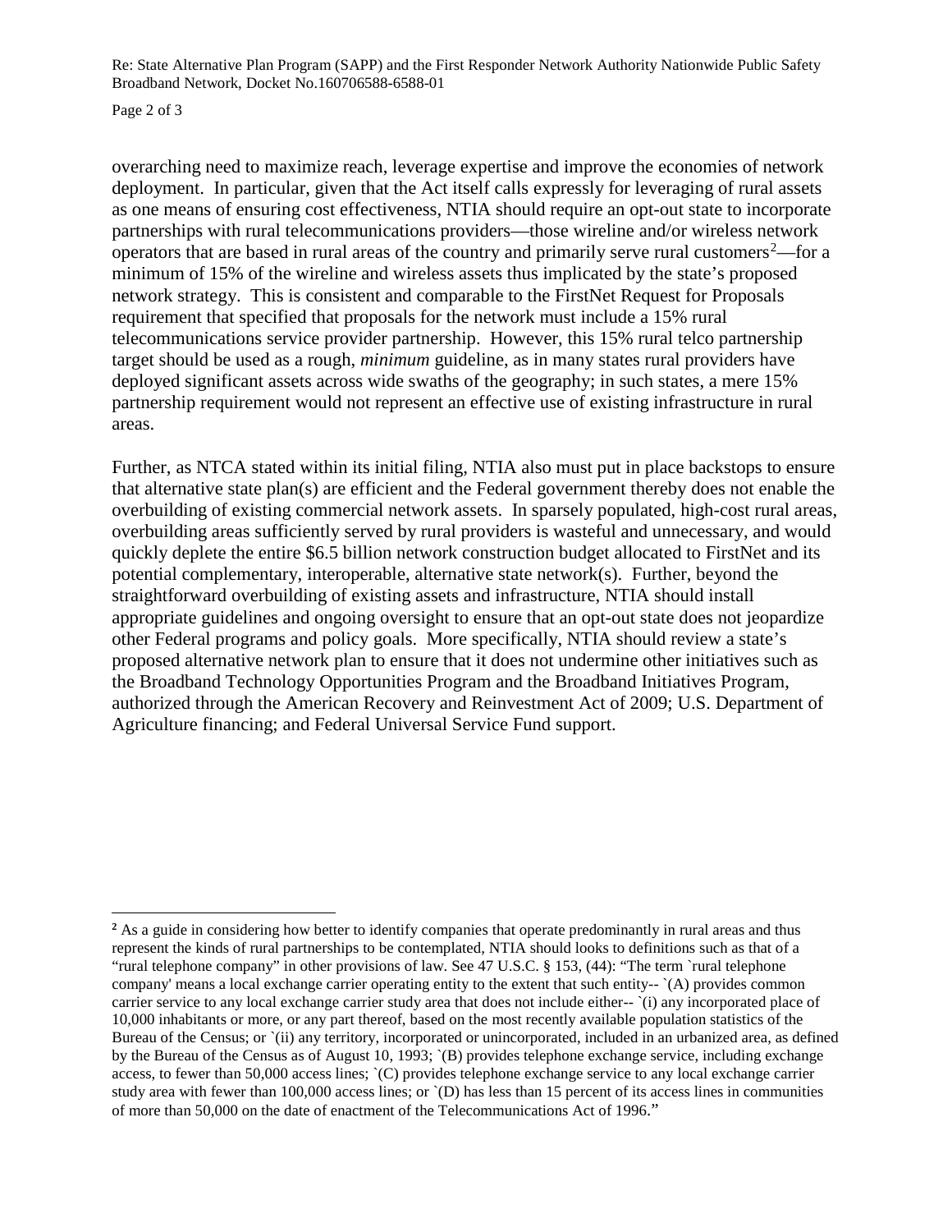overarching need to maximize reach, leverage expertise and improve the economies of network deployment. In particular, given that the Act itself calls expressly for leveraging of rural assets as one means of ensuring cost effectiveness, NTIA should require an opt-out state to incorporate partnerships with rural telecommunications providers—those wireline and/or wireless network operators that are based in rural areas of the country and primarily serve rural customers[2]—for a minimum of 15% of the wireline and wireless assets thus implicated by the state's proposed network strategy. This is consistent and comparable to the FirstNet Request for Proposals requirement that specified that proposals for the network must include a 15% rural telecommunications service provider partnership. However, this 15% rural telco partnership target should be used as a rough, *minimum* guideline, as in many states rural providers have deployed significant assets across wide swaths of the geography; in such states, a mere 15% partnership requirement would not represent an effective use of existing infrastructure in rural areas.

Further, as NTCA stated within its initial filing, NTIA also must put in place backstops to ensure that alternative state plan(s) are efficient and the Federal government thereby does not enable the overbuilding of existing commercial network assets. In sparsely populated, high-cost rural areas, overbuilding areas sufficiently served by rural providers is wasteful and unnecessary, and would quickly deplete the entire $6.5 billion network construction budget allocated to FirstNet and its potential complementary, interoperable, alternative state network(s). Further, beyond the straightforward overbuilding of existing assets and infrastructure, NTIA should install appropriate guidelines and ongoing oversight to ensure that an opt-out state does not jeopardize other Federal programs and policy goals. More specifically, NTIA should review a state's proposed alternative network plan to ensure that it does not undermine other initiatives such as the Broadband Technology Opportunities Program and the Broadband Initiatives Program, authorized through the American Recovery and Reinvestment Act of 2009; U.S. Department of Agriculture financing; and Federal Universal Service Fund support.

---

[2] As a guide in considering how better to identify companies that operate predominantly in rural areas and thus represent the kinds of rural partnerships to be contemplated, NTIA should looks to definitions such as that of a "rural telephone company" in other provisions of law. See 47 U.S.C. § 153, (44): "The term `rural telephone company' means a local exchange carrier operating entity to the extent that such entity-- `(A) provides common carrier service to any local exchange carrier study area that does not include either-- `(i) any incorporated place of 10,000 inhabitants or more, or any part thereof, based on the most recently available population statistics of the Bureau of the Census; or `(ii) any territory, incorporated or unincorporated, included in an urbanized area, as defined by the Bureau of the Census as of August 10, 1993; `(B) provides telephone exchange service, including exchange access, to fewer than 50,000 access lines; `(C) provides telephone exchange service to any local exchange carrier study area with fewer than 100,000 access lines; or `(D) has less than 15 percent of its access lines in communities of more than 50,000 on the date of enactment of the Telecommunications Act of 1996."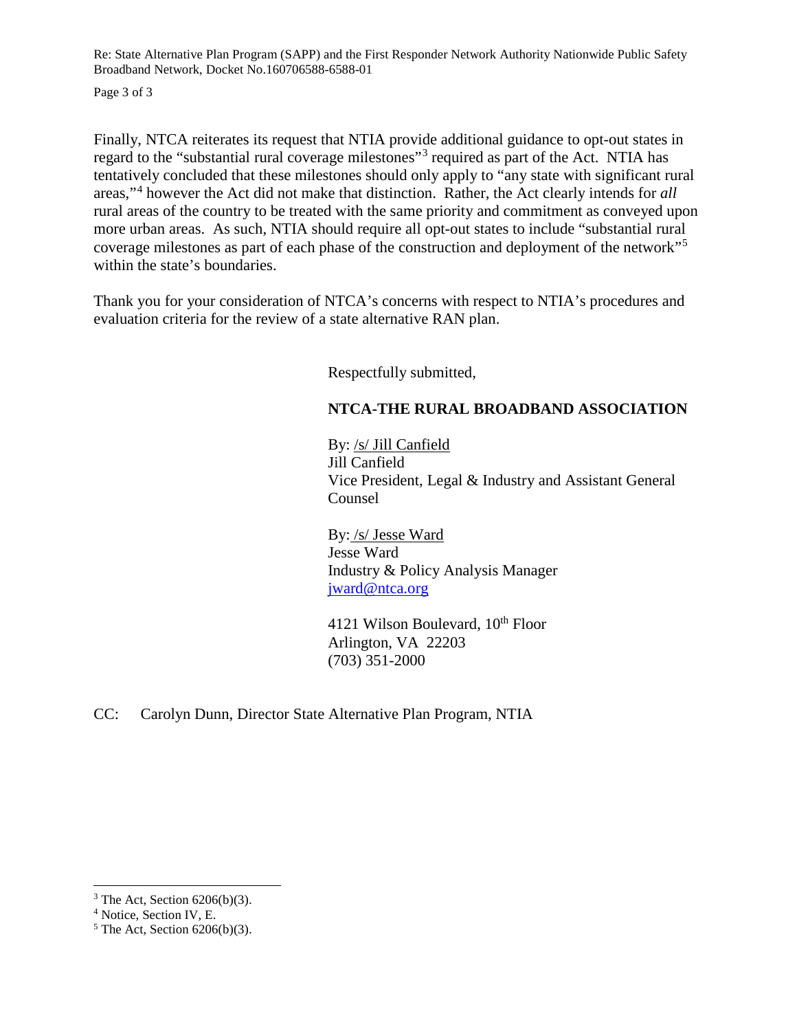Finally, NTCA reiterates its request that NTIA provide additional guidance to opt-out states in regard to the "substantial rural coverage milestones"[3] required as part of the Act. NTIA has tentatively concluded that these milestones should only apply to "any state with significant rural areas,"[4] however the Act did not make that distinction. Rather, the Act clearly intends for *all* rural areas of the country to be treated with the same priority and commitment as conveyed upon more urban areas. As such, NTIA should require all opt-out states to include "substantial rural coverage milestones as part of each phase of the construction and deployment of the network"[5] within the state's boundaries.

Thank you for your consideration of NTCA's concerns with respect to NTIA's procedures and evaluation criteria for the review of a state alternative RAN plan.

Respectfully submitted,

**NTCA-THE RURAL BROADBAND ASSOCIATION**

By: /s/ Jill Canfield
Jill Canfield
Vice President, Legal & Industry and Assistant General Counsel

By: /s/ Jesse Ward
Jesse Ward
Industry & Policy Analysis Manager
jward@ntca.org

4121 Wilson Boulevard, 10th Floor
Arlington, VA 22203
(703) 351-2000

CC: Carolyn Dunn, Director State Alternative Plan Program, NTIA

---

[3] The Act, Section 6206(b)(3).

[4] Notice, Section IV, E.

[5] The Act, Section 6206(b)(3).